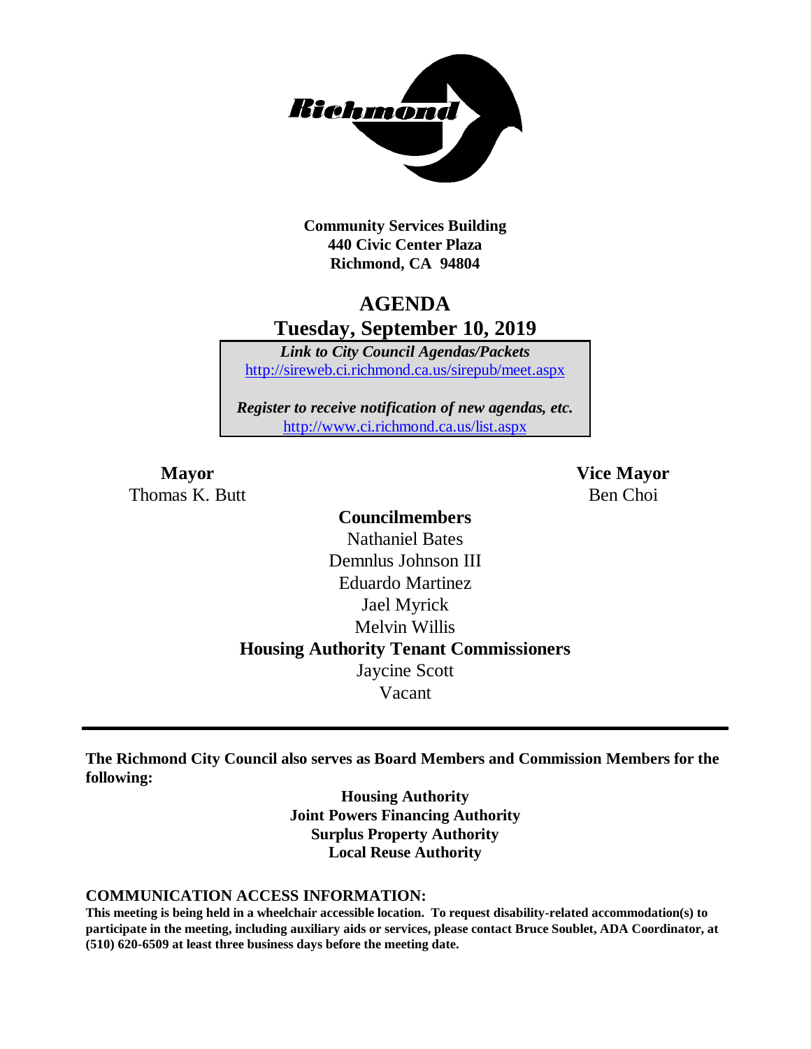**Community Services Building**
**440 Civic Center Plaza**
**Richmond, CA 94804**

# AGENDA

## Tuesday, September 10, 2019

***Link to City Council Agendas/Packets***
http://sireweb.ci.richmond.ca.us/sirepub/meet.aspx

***Register to receive notification of new agendas, etc.***
http://www.ci.richmond.ca.us/list.aspx

**Mayor**
Thomas K. Butt

**Vice Mayor**
Ben Choi

**Councilmembers**
Nathaniel Bates
Demnlus Johnson III
Eduardo Martinez
Jael Myrick
Melvin Willis

**Housing Authority Tenant Commissioners**
Jaycine Scott
Vacant

---

**The Richmond City Council also serves as Board Members and Commission Members for the following:**

**Housing Authority**
**Joint Powers Financing Authority**
**Surplus Property Authority**
**Local Reuse Authority**

**COMMUNICATION ACCESS INFORMATION:**

**This meeting is being held in a wheelchair accessible location. To request disability-related accommodation(s) to participate in the meeting, including auxiliary aids or services, please contact Bruce Soublet, ADA Coordinator, at (510) 620-6509 at least three business days before the meeting date.**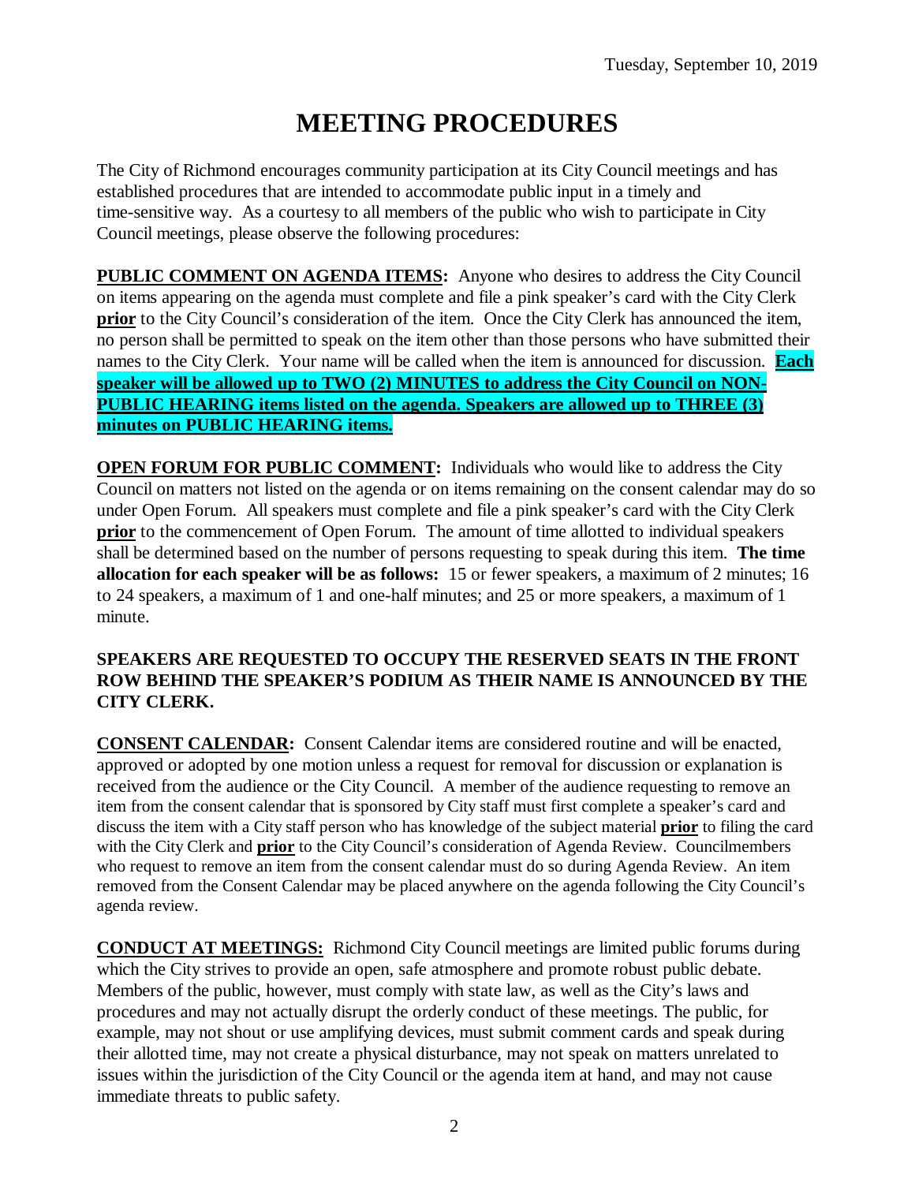Tuesday, September 10, 2019

# MEETING PROCEDURES

The City of Richmond encourages community participation at its City Council meetings and has established procedures that are intended to accommodate public input in a timely and time-sensitive way. As a courtesy to all members of the public who wish to participate in City Council meetings, please observe the following procedures:

**PUBLIC COMMENT ON AGENDA ITEMS:** Anyone who desires to address the City Council on items appearing on the agenda must complete and file a pink speaker's card with the City Clerk **prior** to the City Council's consideration of the item. Once the City Clerk has announced the item, no person shall be permitted to speak on the item other than those persons who have submitted their names to the City Clerk. Your name will be called when the item is announced for discussion. **Each speaker will be allowed up to TWO (2) MINUTES to address the City Council on NON-PUBLIC HEARING items listed on the agenda. Speakers are allowed up to THREE (3) minutes on PUBLIC HEARING items.**

**OPEN FORUM FOR PUBLIC COMMENT:** Individuals who would like to address the City Council on matters not listed on the agenda or on items remaining on the consent calendar may do so under Open Forum. All speakers must complete and file a pink speaker's card with the City Clerk **prior** to the commencement of Open Forum. The amount of time allotted to individual speakers shall be determined based on the number of persons requesting to speak during this item. **The time allocation for each speaker will be as follows:** 15 or fewer speakers, a maximum of 2 minutes; 16 to 24 speakers, a maximum of 1 and one-half minutes; and 25 or more speakers, a maximum of 1 minute.

**SPEAKERS ARE REQUESTED TO OCCUPY THE RESERVED SEATS IN THE FRONT ROW BEHIND THE SPEAKER'S PODIUM AS THEIR NAME IS ANNOUNCED BY THE CITY CLERK.**

**CONSENT CALENDAR:** Consent Calendar items are considered routine and will be enacted, approved or adopted by one motion unless a request for removal for discussion or explanation is received from the audience or the City Council. A member of the audience requesting to remove an item from the consent calendar that is sponsored by City staff must first complete a speaker's card and discuss the item with a City staff person who has knowledge of the subject material **prior** to filing the card with the City Clerk and **prior** to the City Council's consideration of Agenda Review. Councilmembers who request to remove an item from the consent calendar must do so during Agenda Review. An item removed from the Consent Calendar may be placed anywhere on the agenda following the City Council's agenda review.

**CONDUCT AT MEETINGS:** Richmond City Council meetings are limited public forums during which the City strives to provide an open, safe atmosphere and promote robust public debate. Members of the public, however, must comply with state law, as well as the City's laws and procedures and may not actually disrupt the orderly conduct of these meetings. The public, for example, may not shout or use amplifying devices, must submit comment cards and speak during their allotted time, may not create a physical disturbance, may not speak on matters unrelated to issues within the jurisdiction of the City Council or the agenda item at hand, and may not cause immediate threats to public safety.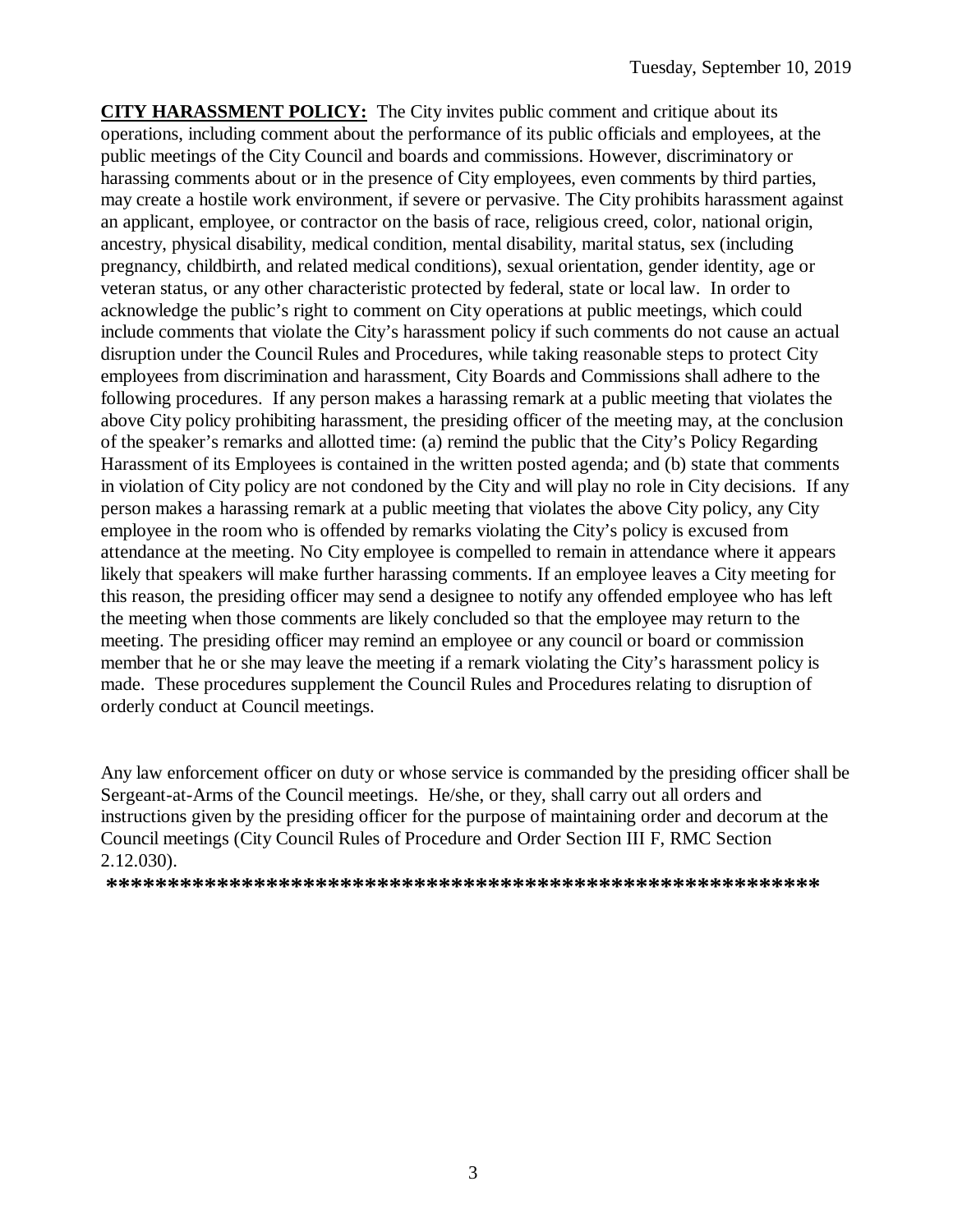**CITY HARASSMENT POLICY:** The City invites public comment and critique about its operations, including comment about the performance of its public officials and employees, at the public meetings of the City Council and boards and commissions. However, discriminatory or harassing comments about or in the presence of City employees, even comments by third parties, may create a hostile work environment, if severe or pervasive. The City prohibits harassment against an applicant, employee, or contractor on the basis of race, religious creed, color, national origin, ancestry, physical disability, medical condition, mental disability, marital status, sex (including pregnancy, childbirth, and related medical conditions), sexual orientation, gender identity, age or veteran status, or any other characteristic protected by federal, state or local law. In order to acknowledge the public's right to comment on City operations at public meetings, which could include comments that violate the City's harassment policy if such comments do not cause an actual disruption under the Council Rules and Procedures, while taking reasonable steps to protect City employees from discrimination and harassment, City Boards and Commissions shall adhere to the following procedures. If any person makes a harassing remark at a public meeting that violates the above City policy prohibiting harassment, the presiding officer of the meeting may, at the conclusion of the speaker's remarks and allotted time: (a) remind the public that the City's Policy Regarding Harassment of its Employees is contained in the written posted agenda; and (b) state that comments in violation of City policy are not condoned by the City and will play no role in City decisions. If any person makes a harassing remark at a public meeting that violates the above City policy, any City employee in the room who is offended by remarks violating the City's policy is excused from attendance at the meeting. No City employee is compelled to remain in attendance where it appears likely that speakers will make further harassing comments. If an employee leaves a City meeting for this reason, the presiding officer may send a designee to notify any offended employee who has left the meeting when those comments are likely concluded so that the employee may return to the meeting. The presiding officer may remind an employee or any council or board or commission member that he or she may leave the meeting if a remark violating the City's harassment policy is made. These procedures supplement the Council Rules and Procedures relating to disruption of orderly conduct at Council meetings.

Any law enforcement officer on duty or whose service is commanded by the presiding officer shall be Sergeant-at-Arms of the Council meetings. He/she, or they, shall carry out all orders and instructions given by the presiding officer for the purpose of maintaining order and decorum at the Council meetings (City Council Rules of Procedure and Order Section III F, RMC Section 2.12.030).

**\*\*\*\*\*\*\*\*\*\*\*\*\*\*\*\*\*\*\*\*\*\*\*\*\*\*\*\*\*\*\*\*\*\*\*\*\*\*\*\*\*\*\*\*\*\*\*\*\*\*\*\*\*\*\*\*\*\*\*\***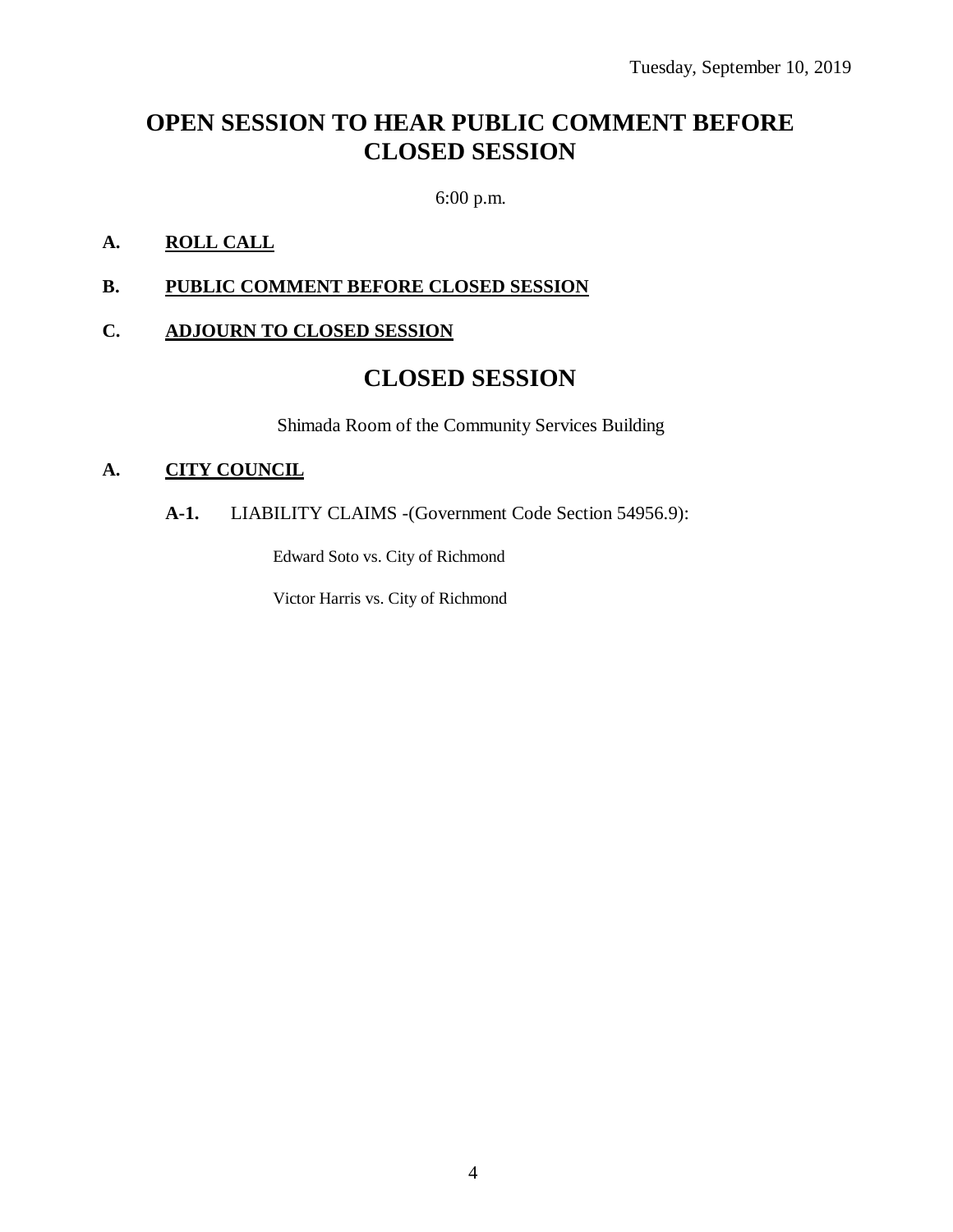Tuesday, September 10, 2019

# OPEN SESSION TO HEAR PUBLIC COMMENT BEFORE CLOSED SESSION

6:00 p.m.

**A. ROLL CALL**

**B. PUBLIC COMMENT BEFORE CLOSED SESSION**

**C. ADJOURN TO CLOSED SESSION**

# CLOSED SESSION

Shimada Room of the Community Services Building

**A. CITY COUNCIL**

**A-1.** LIABILITY CLAIMS -(Government Code Section 54956.9):

Edward Soto vs. City of Richmond

Victor Harris vs. City of Richmond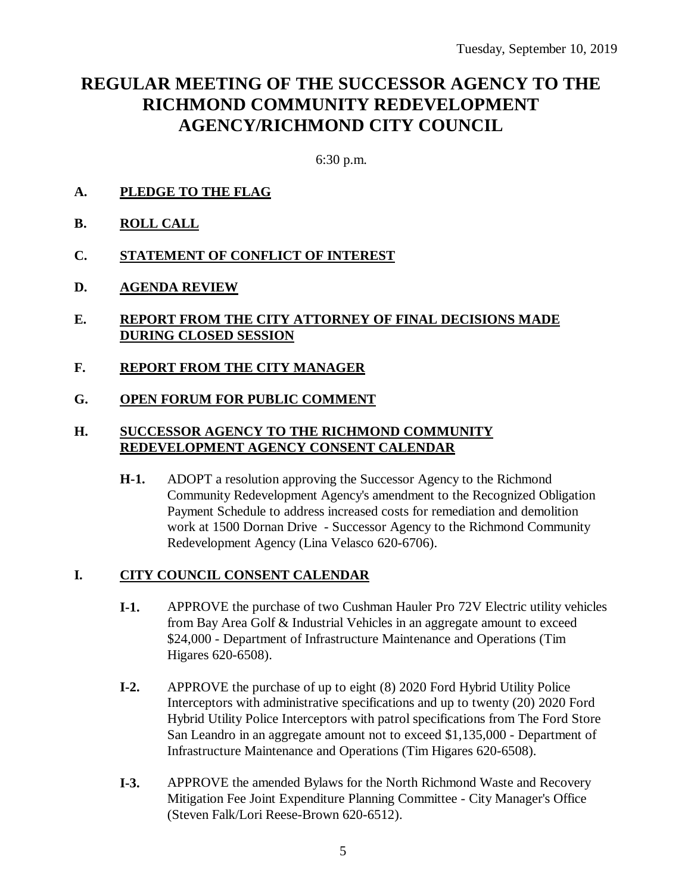Tuesday, September 10, 2019

# REGULAR MEETING OF THE SUCCESSOR AGENCY TO THE RICHMOND COMMUNITY REDEVELOPMENT AGENCY/RICHMOND CITY COUNCIL

6:30 p.m.

**A. PLEDGE TO THE FLAG**

**B. ROLL CALL**

**C. STATEMENT OF CONFLICT OF INTEREST**

**D. AGENDA REVIEW**

**E. REPORT FROM THE CITY ATTORNEY OF FINAL DECISIONS MADE DURING CLOSED SESSION**

**F. REPORT FROM THE CITY MANAGER**

**G. OPEN FORUM FOR PUBLIC COMMENT**

**H. SUCCESSOR AGENCY TO THE RICHMOND COMMUNITY REDEVELOPMENT AGENCY CONSENT CALENDAR**

**H-1.** ADOPT a resolution approving the Successor Agency to the Richmond Community Redevelopment Agency's amendment to the Recognized Obligation Payment Schedule to address increased costs for remediation and demolition work at 1500 Dornan Drive - Successor Agency to the Richmond Community Redevelopment Agency (Lina Velasco 620-6706).

**I. CITY COUNCIL CONSENT CALENDAR**

**I-1.** APPROVE the purchase of two Cushman Hauler Pro 72V Electric utility vehicles from Bay Area Golf & Industrial Vehicles in an aggregate amount to exceed $24,000 - Department of Infrastructure Maintenance and Operations (Tim Higares 620-6508).

**I-2.** APPROVE the purchase of up to eight (8) 2020 Ford Hybrid Utility Police Interceptors with administrative specifications and up to twenty (20) 2020 Ford Hybrid Utility Police Interceptors with patrol specifications from The Ford Store San Leandro in an aggregate amount not to exceed $1,135,000 - Department of Infrastructure Maintenance and Operations (Tim Higares 620-6508).

**I-3.** APPROVE the amended Bylaws for the North Richmond Waste and Recovery Mitigation Fee Joint Expenditure Planning Committee - City Manager's Office (Steven Falk/Lori Reese-Brown 620-6512).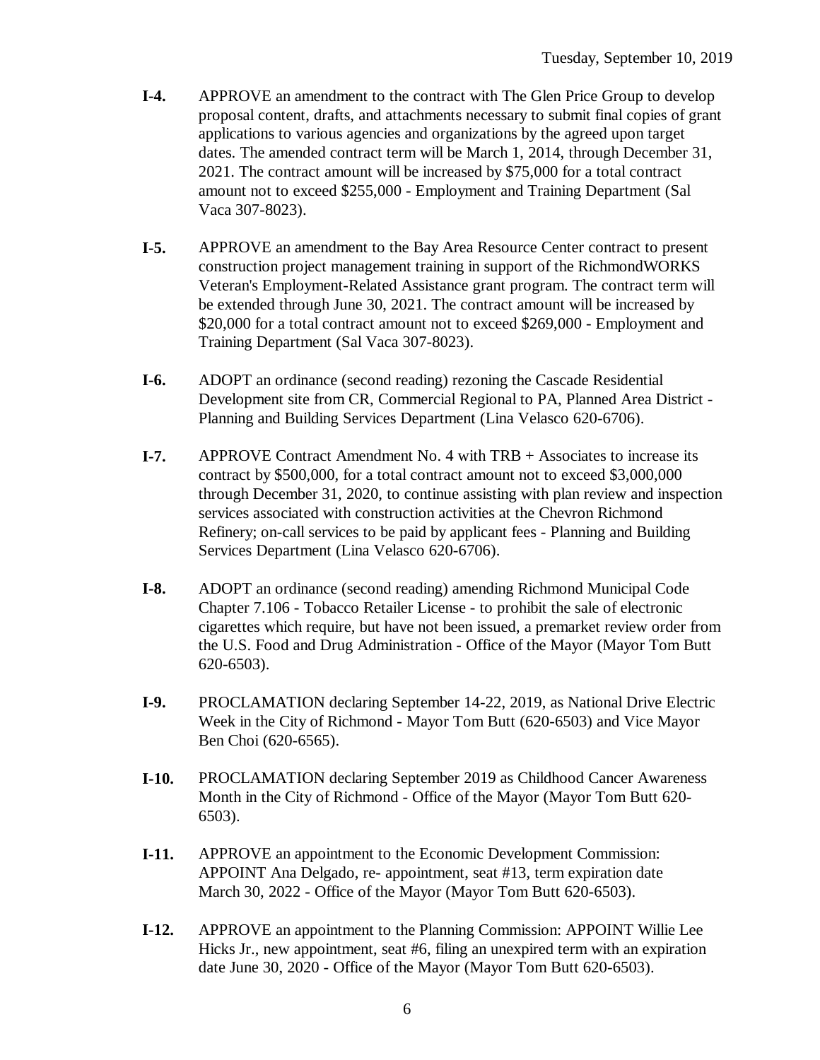**I-4.** APPROVE an amendment to the contract with The Glen Price Group to develop proposal content, drafts, and attachments necessary to submit final copies of grant applications to various agencies and organizations by the agreed upon target dates. The amended contract term will be March 1, 2014, through December 31, 2021. The contract amount will be increased by $75,000 for a total contract amount not to exceed $255,000 - Employment and Training Department (Sal Vaca 307-8023).

**I-5.** APPROVE an amendment to the Bay Area Resource Center contract to present construction project management training in support of the RichmondWORKS Veteran's Employment-Related Assistance grant program. The contract term will be extended through June 30, 2021. The contract amount will be increased by $20,000 for a total contract amount not to exceed $269,000 - Employment and Training Department (Sal Vaca 307-8023).

**I-6.** ADOPT an ordinance (second reading) rezoning the Cascade Residential Development site from CR, Commercial Regional to PA, Planned Area District - Planning and Building Services Department (Lina Velasco 620-6706).

**I-7.** APPROVE Contract Amendment No. 4 with TRB + Associates to increase its contract by $500,000, for a total contract amount not to exceed $3,000,000 through December 31, 2020, to continue assisting with plan review and inspection services associated with construction activities at the Chevron Richmond Refinery; on-call services to be paid by applicant fees - Planning and Building Services Department (Lina Velasco 620-6706).

**I-8.** ADOPT an ordinance (second reading) amending Richmond Municipal Code Chapter 7.106 - Tobacco Retailer License - to prohibit the sale of electronic cigarettes which require, but have not been issued, a premarket review order from the U.S. Food and Drug Administration - Office of the Mayor (Mayor Tom Butt 620-6503).

**I-9.** PROCLAMATION declaring September 14-22, 2019, as National Drive Electric Week in the City of Richmond - Mayor Tom Butt (620-6503) and Vice Mayor Ben Choi (620-6565).

**I-10.** PROCLAMATION declaring September 2019 as Childhood Cancer Awareness Month in the City of Richmond - Office of the Mayor (Mayor Tom Butt 620-6503).

**I-11.** APPROVE an appointment to the Economic Development Commission: APPOINT Ana Delgado, re- appointment, seat #13, term expiration date March 30, 2022 - Office of the Mayor (Mayor Tom Butt 620-6503).

**I-12.** APPROVE an appointment to the Planning Commission: APPOINT Willie Lee Hicks Jr., new appointment, seat #6, filing an unexpired term with an expiration date June 30, 2020 - Office of the Mayor (Mayor Tom Butt 620-6503).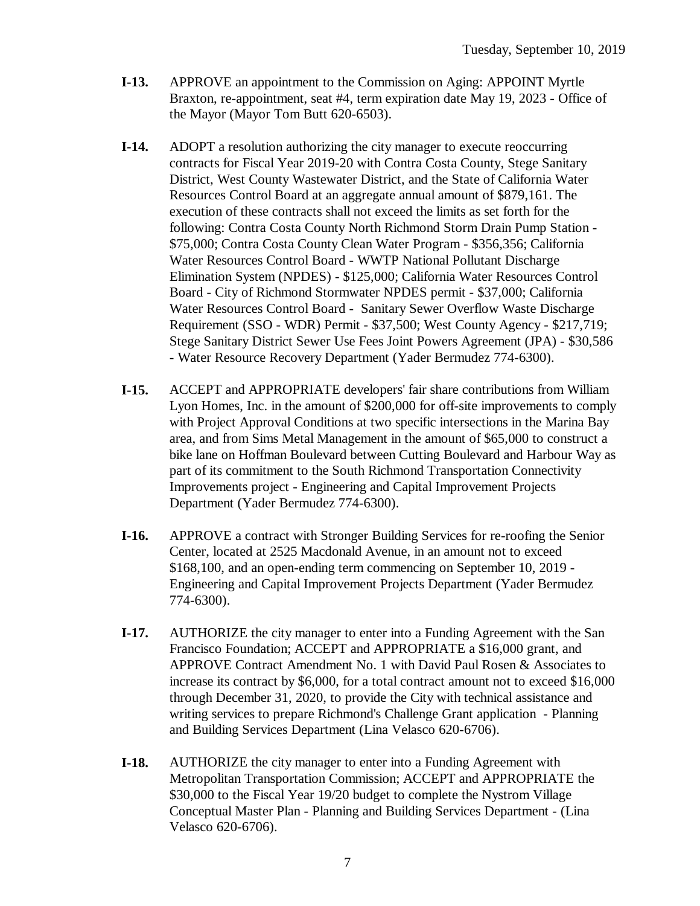**I-13.** APPROVE an appointment to the Commission on Aging: APPOINT Myrtle Braxton, re-appointment, seat #4, term expiration date May 19, 2023 - Office of the Mayor (Mayor Tom Butt 620-6503).

**I-14.** ADOPT a resolution authorizing the city manager to execute reoccurring contracts for Fiscal Year 2019-20 with Contra Costa County, Stege Sanitary District, West County Wastewater District, and the State of California Water Resources Control Board at an aggregate annual amount of $879,161. The execution of these contracts shall not exceed the limits as set forth for the following: Contra Costa County North Richmond Storm Drain Pump Station - $75,000; Contra Costa County Clean Water Program - $356,356; California Water Resources Control Board - WWTP National Pollutant Discharge Elimination System (NPDES) - $125,000; California Water Resources Control Board - City of Richmond Stormwater NPDES permit - $37,000; California Water Resources Control Board - Sanitary Sewer Overflow Waste Discharge Requirement (SSO - WDR) Permit - $37,500; West County Agency - $217,719; Stege Sanitary District Sewer Use Fees Joint Powers Agreement (JPA) - $30,586 - Water Resource Recovery Department (Yader Bermudez 774-6300).

**I-15.** ACCEPT and APPROPRIATE developers' fair share contributions from William Lyon Homes, Inc. in the amount of $200,000 for off-site improvements to comply with Project Approval Conditions at two specific intersections in the Marina Bay area, and from Sims Metal Management in the amount of $65,000 to construct a bike lane on Hoffman Boulevard between Cutting Boulevard and Harbour Way as part of its commitment to the South Richmond Transportation Connectivity Improvements project - Engineering and Capital Improvement Projects Department (Yader Bermudez 774-6300).

**I-16.** APPROVE a contract with Stronger Building Services for re-roofing the Senior Center, located at 2525 Macdonald Avenue, in an amount not to exceed $168,100, and an open-ending term commencing on September 10, 2019 - Engineering and Capital Improvement Projects Department (Yader Bermudez 774-6300).

**I-17.** AUTHORIZE the city manager to enter into a Funding Agreement with the San Francisco Foundation; ACCEPT and APPROPRIATE a $16,000 grant, and APPROVE Contract Amendment No. 1 with David Paul Rosen & Associates to increase its contract by $6,000, for a total contract amount not to exceed $16,000 through December 31, 2020, to provide the City with technical assistance and writing services to prepare Richmond's Challenge Grant application - Planning and Building Services Department (Lina Velasco 620-6706).

**I-18.** AUTHORIZE the city manager to enter into a Funding Agreement with Metropolitan Transportation Commission; ACCEPT and APPROPRIATE the $30,000 to the Fiscal Year 19/20 budget to complete the Nystrom Village Conceptual Master Plan - Planning and Building Services Department - (Lina Velasco 620-6706).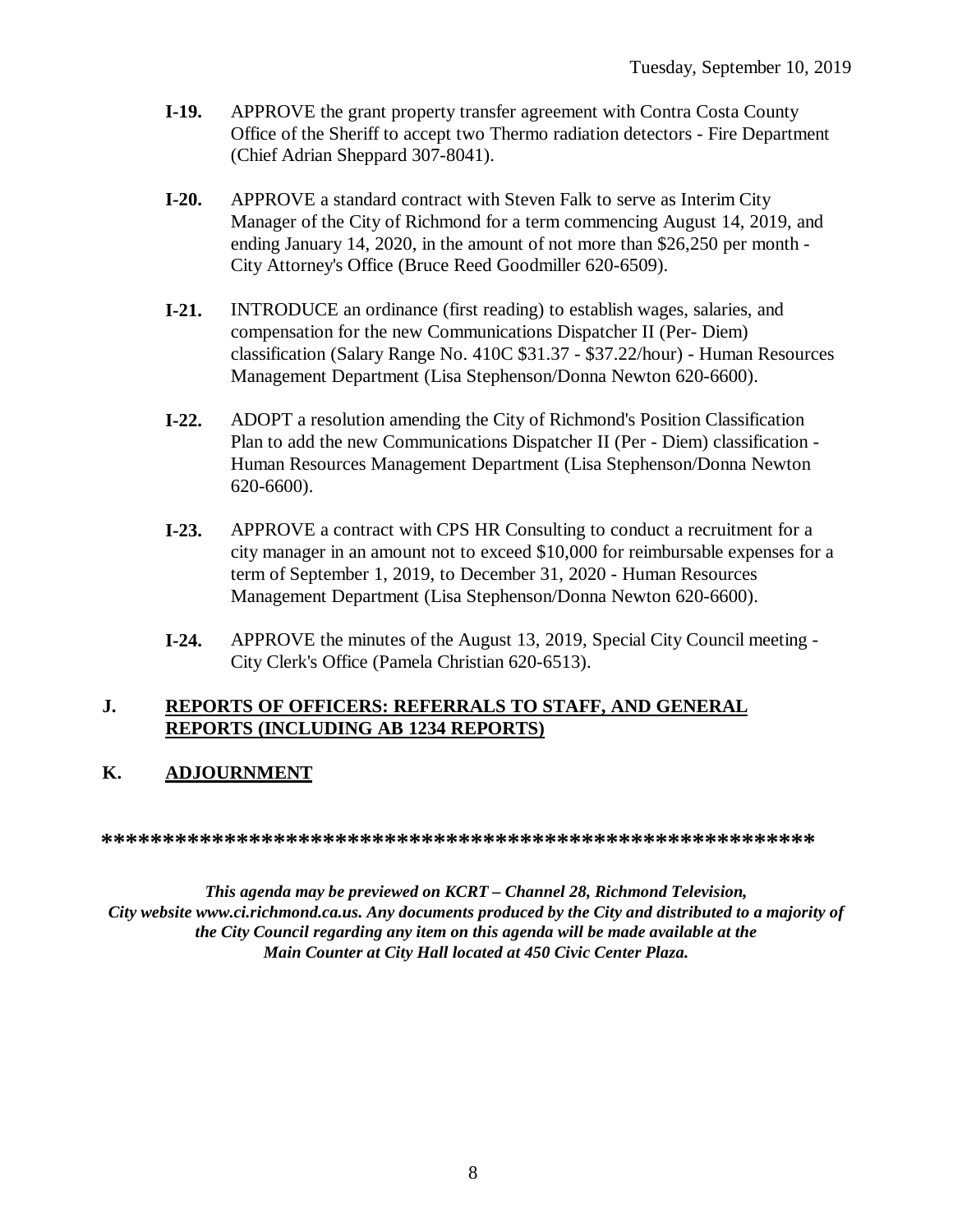**I-19.** APPROVE the grant property transfer agreement with Contra Costa County Office of the Sheriff to accept two Thermo radiation detectors - Fire Department (Chief Adrian Sheppard 307-8041).

**I-20.** APPROVE a standard contract with Steven Falk to serve as Interim City Manager of the City of Richmond for a term commencing August 14, 2019, and ending January 14, 2020, in the amount of not more than $26,250 per month - City Attorney's Office (Bruce Reed Goodmiller 620-6509).

**I-21.** INTRODUCE an ordinance (first reading) to establish wages, salaries, and compensation for the new Communications Dispatcher II (Per- Diem) classification (Salary Range No. 410C $31.37 - $37.22/hour) - Human Resources Management Department (Lisa Stephenson/Donna Newton 620-6600).

**I-22.** ADOPT a resolution amending the City of Richmond's Position Classification Plan to add the new Communications Dispatcher II (Per - Diem) classification - Human Resources Management Department (Lisa Stephenson/Donna Newton 620-6600).

**I-23.** APPROVE a contract with CPS HR Consulting to conduct a recruitment for a city manager in an amount not to exceed $10,000 for reimbursable expenses for a term of September 1, 2019, to December 31, 2020 - Human Resources Management Department (Lisa Stephenson/Donna Newton 620-6600).

**I-24.** APPROVE the minutes of the August 13, 2019, Special City Council meeting - City Clerk's Office (Pamela Christian 620-6513).

## J. REPORTS OF OFFICERS: REFERRALS TO STAFF, AND GENERAL REPORTS (INCLUDING AB 1234 REPORTS)

## K. ADJOURNMENT

**\*\*\*\*\*\*\*\*\*\*\*\*\*\*\*\*\*\*\*\*\*\*\*\*\*\*\*\*\*\*\*\*\*\*\*\*\*\*\*\*\*\*\*\*\*\*\*\*\*\*\*\*\*\*\*\*\*\*\***

***This agenda may be previewed on KCRT – Channel 28, Richmond Television, City website www.ci.richmond.ca.us. Any documents produced by the City and distributed to a majority of the City Council regarding any item on this agenda will be made available at the Main Counter at City Hall located at 450 Civic Center Plaza.***